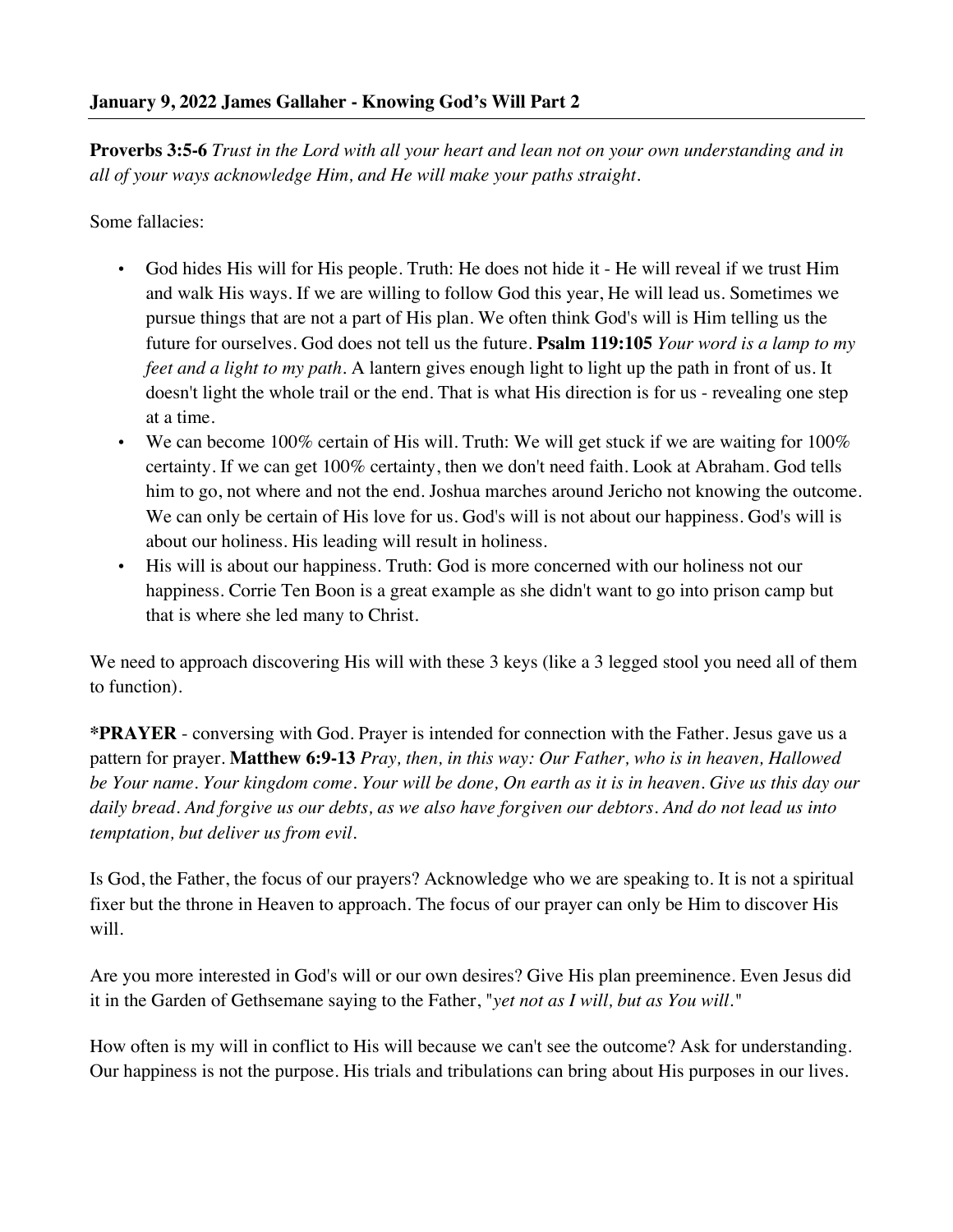**January 9, 2022 James Gallaher - Knowing God's Will Part 2**

---

**Proverbs 3:5-6** *Trust in the Lord with all your heart and lean not on your own understanding and in all of your ways acknowledge Him, and He will make your paths straight.*

Some fallacies:

- God hides His will for His people. Truth: He does not hide it - He will reveal if we trust Him and walk His ways. If we are willing to follow God this year, He will lead us. Sometimes we pursue things that are not a part of His plan. We often think God's will is Him telling us the future for ourselves. God does not tell us the future. **Psalm 119:105** *Your word is a lamp to my feet and a light to my path.* A lantern gives enough light to light up the path in front of us. It doesn't light the whole trail or the end. That is what His direction is for us - revealing one step at a time.
- We can become 100% certain of His will. Truth: We will get stuck if we are waiting for 100% certainty. If we can get 100% certainty, then we don't need faith. Look at Abraham. God tells him to go, not where and not the end. Joshua marches around Jericho not knowing the outcome. We can only be certain of His love for us. God's will is not about our happiness. God's will is about our holiness. His leading will result in holiness.
- His will is about our happiness. Truth: God is more concerned with our holiness not our happiness. Corrie Ten Boon is a great example as she didn't want to go into prison camp but that is where she led many to Christ.

We need to approach discovering His will with these 3 keys (like a 3 legged stool you need all of them to function).

***PRAYER** - conversing with God. Prayer is intended for connection with the Father. Jesus gave us a pattern for prayer. **Matthew 6:9-13** *Pray, then, in this way: Our Father, who is in heaven, Hallowed be Your name. Your kingdom come. Your will be done, On earth as it is in heaven. Give us this day our daily bread. And forgive us our debts, as we also have forgiven our debtors. And do not lead us into temptation, but deliver us from evil.*

Is God, the Father, the focus of our prayers? Acknowledge who we are speaking to. It is not a spiritual fixer but the throne in Heaven to approach. The focus of our prayer can only be Him to discover His will.

Are you more interested in God's will or our own desires? Give His plan preeminence. Even Jesus did it in the Garden of Gethsemane saying to the Father, "*yet not as I will, but as You will.*"

How often is my will in conflict to His will because we can't see the outcome? Ask for understanding. Our happiness is not the purpose. His trials and tribulations can bring about His purposes in our lives.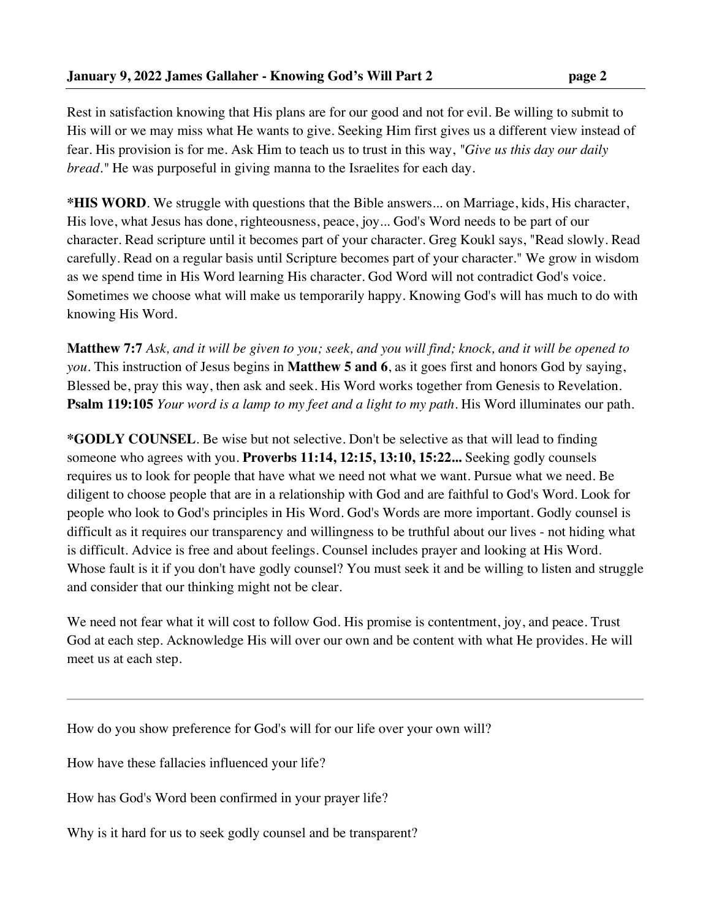Rest in satisfaction knowing that His plans are for our good and not for evil. Be willing to submit to His will or we may miss what He wants to give. Seeking Him first gives us a different view instead of fear. His provision is for me. Ask Him to teach us to trust in this way, "*Give us this day our daily bread*." He was purposeful in giving manna to the Israelites for each day.

**\*HIS WORD**. We struggle with questions that the Bible answers... on Marriage, kids, His character, His love, what Jesus has done, righteousness, peace, joy... God's Word needs to be part of our character. Read scripture until it becomes part of your character. Greg Koukl says, "Read slowly. Read carefully. Read on a regular basis until Scripture becomes part of your character." We grow in wisdom as we spend time in His Word learning His character. God Word will not contradict God's voice. Sometimes we choose what will make us temporarily happy. Knowing God's will has much to do with knowing His Word.

**Matthew 7:7** *Ask, and it will be given to you; seek, and you will find; knock, and it will be opened to you*. This instruction of Jesus begins in **Matthew 5 and 6**, as it goes first and honors God by saying, Blessed be, pray this way, then ask and seek. His Word works together from Genesis to Revelation. **Psalm 119:105** *Your word is a lamp to my feet and a light to my path*. His Word illuminates our path.

**\*GODLY COUNSEL**. Be wise but not selective. Don't be selective as that will lead to finding someone who agrees with you. **Proverbs 11:14, 12:15, 13:10, 15:22...** Seeking godly counsels requires us to look for people that have what we need not what we want. Pursue what we need. Be diligent to choose people that are in a relationship with God and are faithful to God's Word. Look for people who look to God's principles in His Word. God's Words are more important. Godly counsel is difficult as it requires our transparency and willingness to be truthful about our lives - not hiding what is difficult. Advice is free and about feelings. Counsel includes prayer and looking at His Word. Whose fault is it if you don't have godly counsel? You must seek it and be willing to listen and struggle and consider that our thinking might not be clear.

We need not fear what it will cost to follow God. His promise is contentment, joy, and peace. Trust God at each step. Acknowledge His will over our own and be content with what He provides. He will meet us at each step.

---

How do you show preference for God's will for our life over your own will?

How have these fallacies influenced your life?

How has God's Word been confirmed in your prayer life?

Why is it hard for us to seek godly counsel and be transparent?